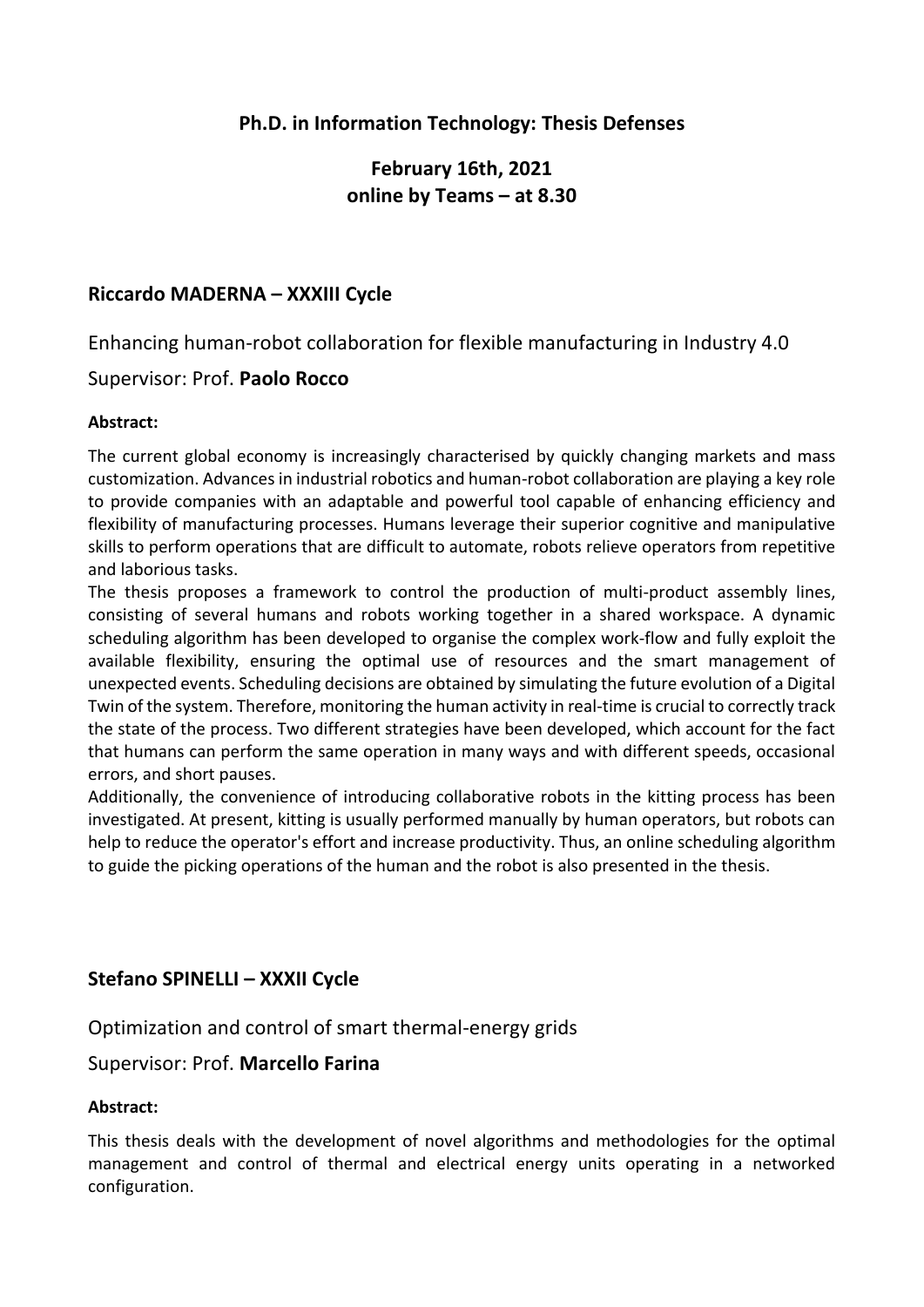**Ph.D. in Information Technology: Thesis Defenses**

**February 16th, 2021**
**online by Teams – at 8.30**

## Riccardo MADERNA – XXXIII Cycle

Enhancing human-robot collaboration for flexible manufacturing in Industry 4.0

Supervisor: Prof. **Paolo Rocco**

**Abstract:**

The current global economy is increasingly characterised by quickly changing markets and mass customization. Advances in industrial robotics and human-robot collaboration are playing a key role to provide companies with an adaptable and powerful tool capable of enhancing efficiency and flexibility of manufacturing processes. Humans leverage their superior cognitive and manipulative skills to perform operations that are difficult to automate, robots relieve operators from repetitive and laborious tasks.

The thesis proposes a framework to control the production of multi-product assembly lines, consisting of several humans and robots working together in a shared workspace. A dynamic scheduling algorithm has been developed to organise the complex work-flow and fully exploit the available flexibility, ensuring the optimal use of resources and the smart management of unexpected events. Scheduling decisions are obtained by simulating the future evolution of a Digital Twin of the system. Therefore, monitoring the human activity in real-time is crucial to correctly track the state of the process. Two different strategies have been developed, which account for the fact that humans can perform the same operation in many ways and with different speeds, occasional errors, and short pauses.

Additionally, the convenience of introducing collaborative robots in the kitting process has been investigated. At present, kitting is usually performed manually by human operators, but robots can help to reduce the operator's effort and increase productivity. Thus, an online scheduling algorithm to guide the picking operations of the human and the robot is also presented in the thesis.

## Stefano SPINELLI – XXXII Cycle

Optimization and control of smart thermal-energy grids

Supervisor: Prof. **Marcello Farina**

**Abstract:**

This thesis deals with the development of novel algorithms and methodologies for the optimal management and control of thermal and electrical energy units operating in a networked configuration.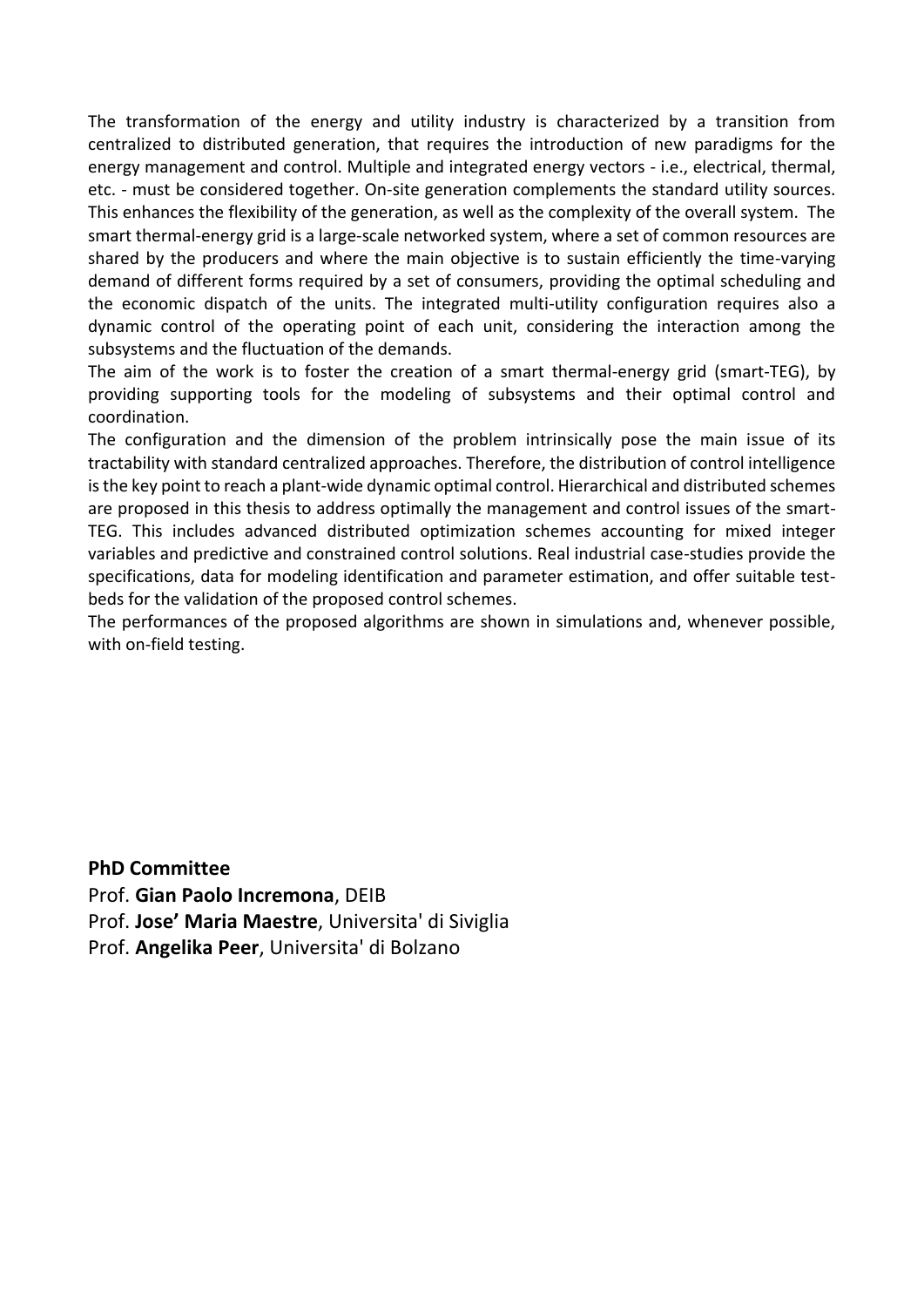The transformation of the energy and utility industry is characterized by a transition from centralized to distributed generation, that requires the introduction of new paradigms for the energy management and control. Multiple and integrated energy vectors - i.e., electrical, thermal, etc. - must be considered together. On-site generation complements the standard utility sources. This enhances the flexibility of the generation, as well as the complexity of the overall system. The smart thermal-energy grid is a large-scale networked system, where a set of common resources are shared by the producers and where the main objective is to sustain efficiently the time-varying demand of different forms required by a set of consumers, providing the optimal scheduling and the economic dispatch of the units. The integrated multi-utility configuration requires also a dynamic control of the operating point of each unit, considering the interaction among the subsystems and the fluctuation of the demands.

The aim of the work is to foster the creation of a smart thermal-energy grid (smart-TEG), by providing supporting tools for the modeling of subsystems and their optimal control and coordination.

The configuration and the dimension of the problem intrinsically pose the main issue of its tractability with standard centralized approaches. Therefore, the distribution of control intelligence is the key point to reach a plant-wide dynamic optimal control. Hierarchical and distributed schemes are proposed in this thesis to address optimally the management and control issues of the smart-TEG. This includes advanced distributed optimization schemes accounting for mixed integer variables and predictive and constrained control solutions. Real industrial case-studies provide the specifications, data for modeling identification and parameter estimation, and offer suitable test-beds for the validation of the proposed control schemes.

The performances of the proposed algorithms are shown in simulations and, whenever possible, with on-field testing.

**PhD Committee**

Prof. **Gian Paolo Incremona**, DEIB
Prof. **Jose' Maria Maestre**, Universita' di Siviglia
Prof. **Angelika Peer**, Universita' di Bolzano